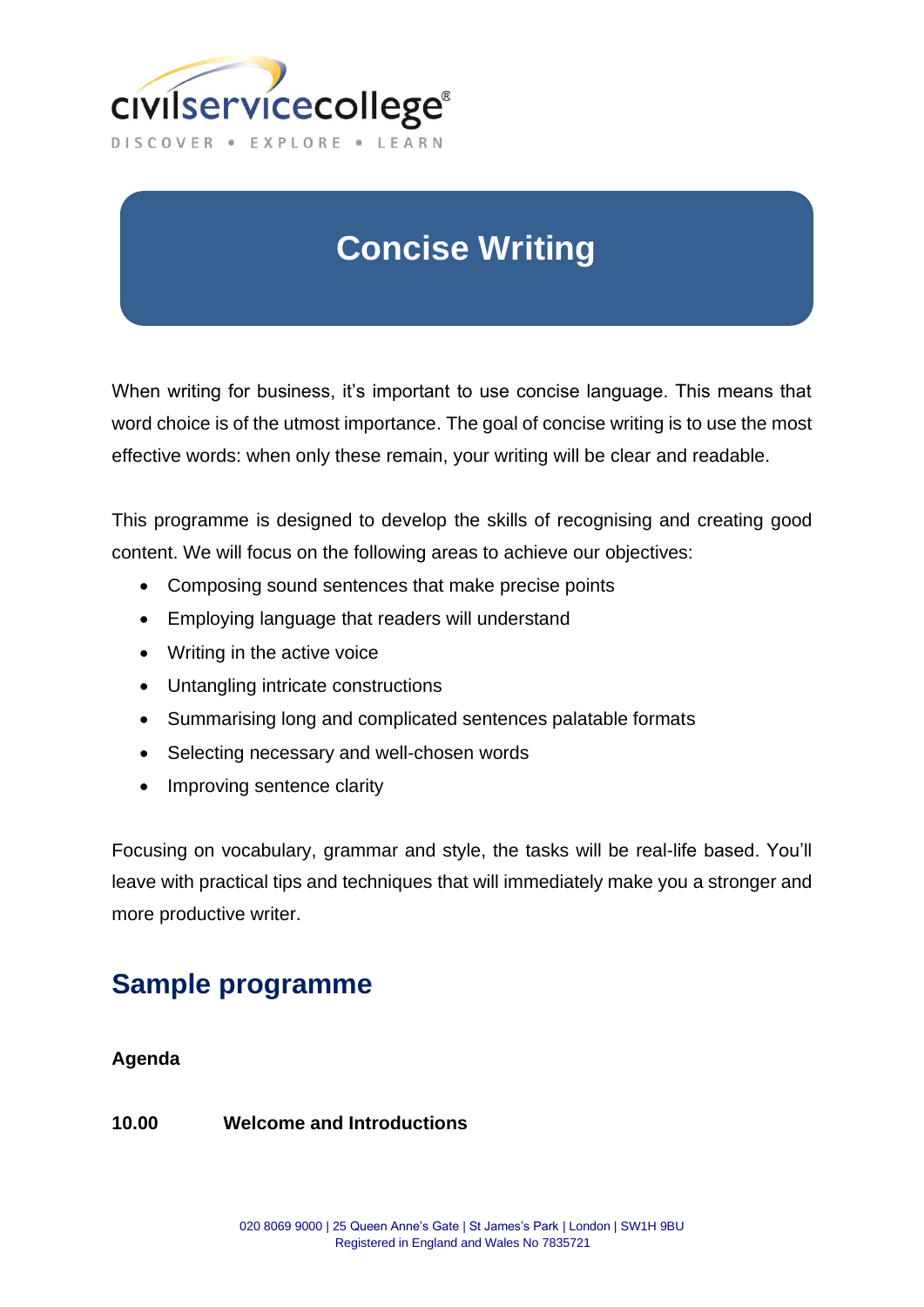civilservicecollege®

DISCOVER • EXPLORE • LEARN

# Concise Writing

When writing for business, it's important to use concise language. This means that word choice is of the utmost importance. The goal of concise writing is to use the most effective words: when only these remain, your writing will be clear and readable.

This programme is designed to develop the skills of recognising and creating good content. We will focus on the following areas to achieve our objectives:

- Composing sound sentences that make precise points
- Employing language that readers will understand
- Writing in the active voice
- Untangling intricate constructions
- Summarising long and complicated sentences palatable formats
- Selecting necessary and well-chosen words
- Improving sentence clarity

Focusing on vocabulary, grammar and style, the tasks will be real-life based. You'll leave with practical tips and techniques that will immediately make you a stronger and more productive writer.

## Sample programme

**Agenda**

**10.00** **Welcome and Introductions**

020 8069 9000 | 25 Queen Anne's Gate | St James's Park | London | SW1H 9BU
Registered in England and Wales No 7835721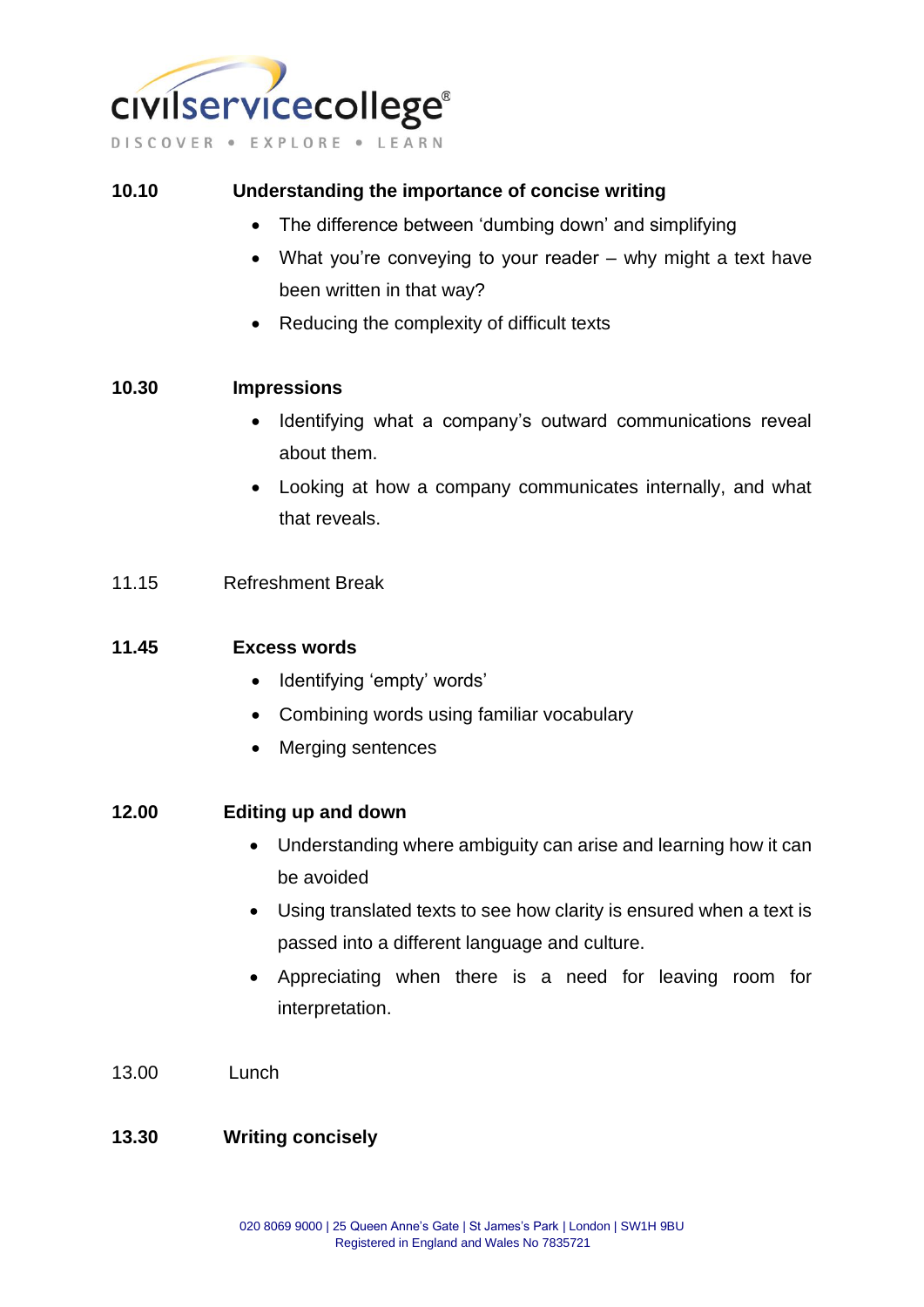**10.10** **Understanding the importance of concise writing**

- The difference between 'dumbing down' and simplifying
- What you're conveying to your reader – why might a text have been written in that way?
- Reducing the complexity of difficult texts

**10.30** **Impressions**

- Identifying what a company's outward communications reveal about them.
- Looking at how a company communicates internally, and what that reveals.

11.15 Refreshment Break

**11.45** **Excess words**

- Identifying 'empty' words'
- Combining words using familiar vocabulary
- Merging sentences

**12.00** **Editing up and down**

- Understanding where ambiguity can arise and learning how it can be avoided
- Using translated texts to see how clarity is ensured when a text is passed into a different language and culture.
- Appreciating when there is a need for leaving room for interpretation.

13.00 Lunch

**13.30** **Writing concisely**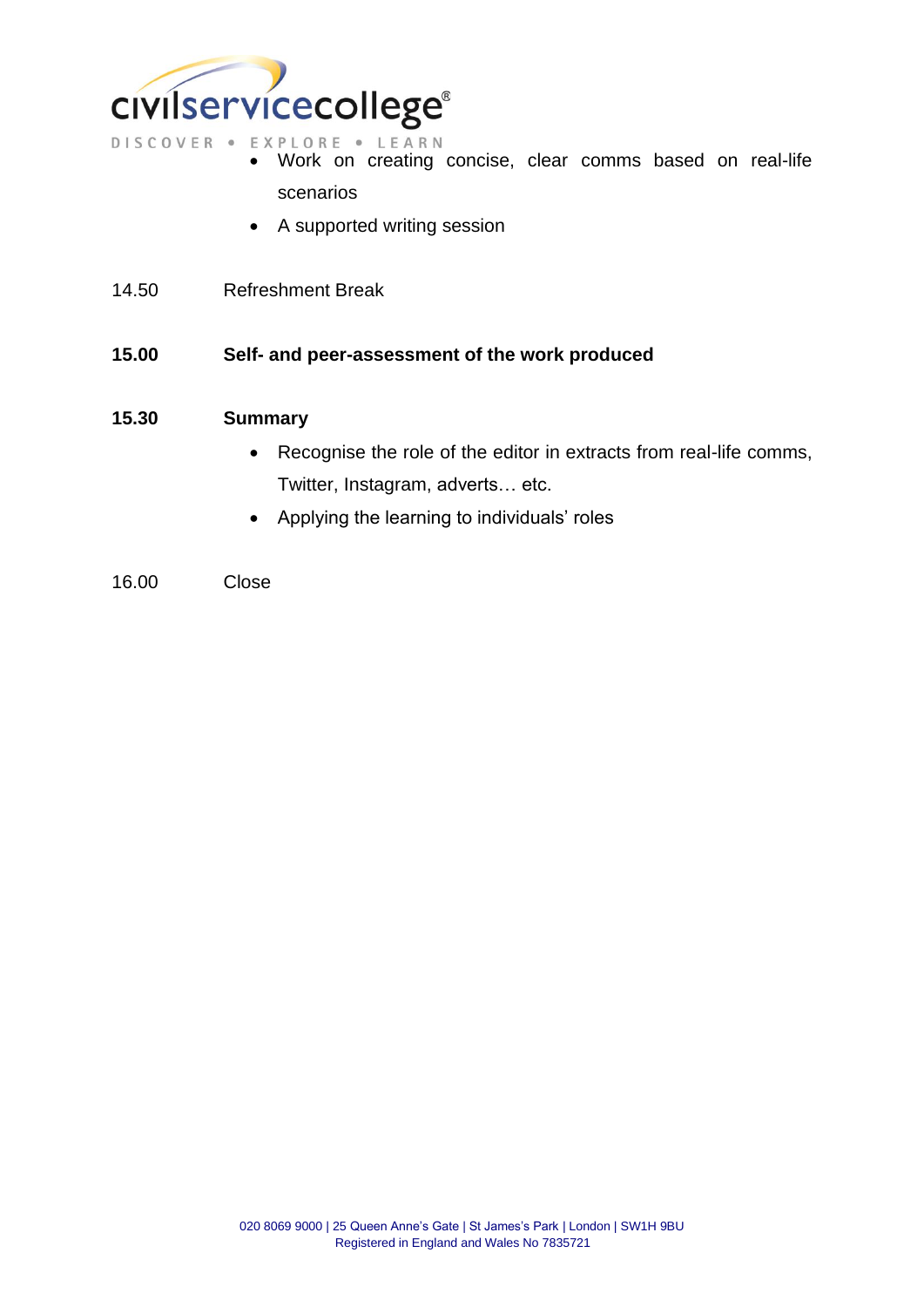- Work on creating concise, clear comms based on real-life scenarios
- A supported writing session

14.50 Refreshment Break

**15.00 Self- and peer-assessment of the work produced**

**15.30 Summary**

- Recognise the role of the editor in extracts from real-life comms, Twitter, Instagram, adverts… etc.
- Applying the learning to individuals' roles

16.00 Close